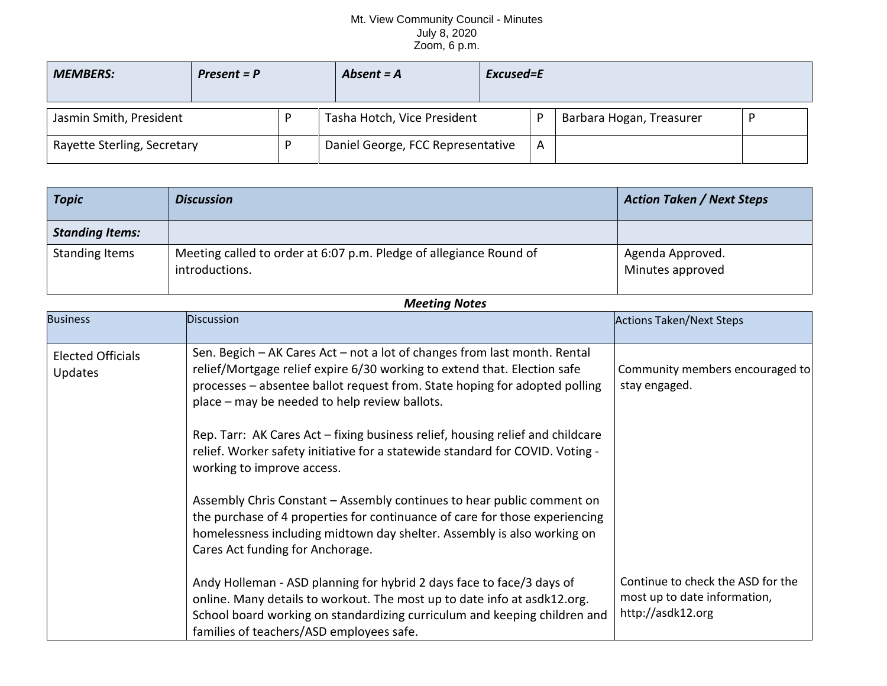Mt. View Community Council - Minutes
July 8, 2020
Zoom, 6 p.m.

| ***MEMBERS:*** | ***Present = P*** | ***Absent = A*** | ***Excused=E*** |
|---|---|---|---|

| | | | | | |
|---|---|---|---|---|---|
| Jasmin Smith, President | P | Tasha Hotch, Vice President | P | Barbara Hogan, Treasurer | P |
| Rayette Sterling, Secretary | P | Daniel George, FCC Representative | A | | |

| ***Topic*** | ***Discussion*** | ***Action Taken / Next Steps*** |
|---|---|---|
| ***Standing Items:*** | | |
| Standing Items | Meeting called to order at 6:07 p.m. Pledge of allegiance Round of introductions. | Agenda Approved.<br>Minutes approved |

***Meeting Notes***

| Business | Discussion | Actions Taken/Next Steps |
|---|---|---|
| Elected Officials Updates | Sen. Begich – AK Cares Act – not a lot of changes from last month. Rental relief/Mortgage relief expire 6/30 working to extend that. Election safe processes – absentee ballot request from. State hoping for adopted polling place – may be needed to help review ballots.<br><br>Rep. Tarr: AK Cares Act – fixing business relief, housing relief and childcare relief. Worker safety initiative for a statewide standard for COVID. Voting - working to improve access.<br><br>Assembly Chris Constant – Assembly continues to hear public comment on the purchase of 4 properties for continuance of care for those experiencing homelessness including midtown day shelter. Assembly is also working on Cares Act funding for Anchorage.<br><br>Andy Holleman - ASD planning for hybrid 2 days face to face/3 days of online. Many details to workout. The most up to date info at asdk12.org. School board working on standardizing curriculum and keeping children and families of teachers/ASD employees safe. | Community members encouraged to stay engaged.<br><br>Continue to check the ASD for the most up to date information, http://asdk12.org |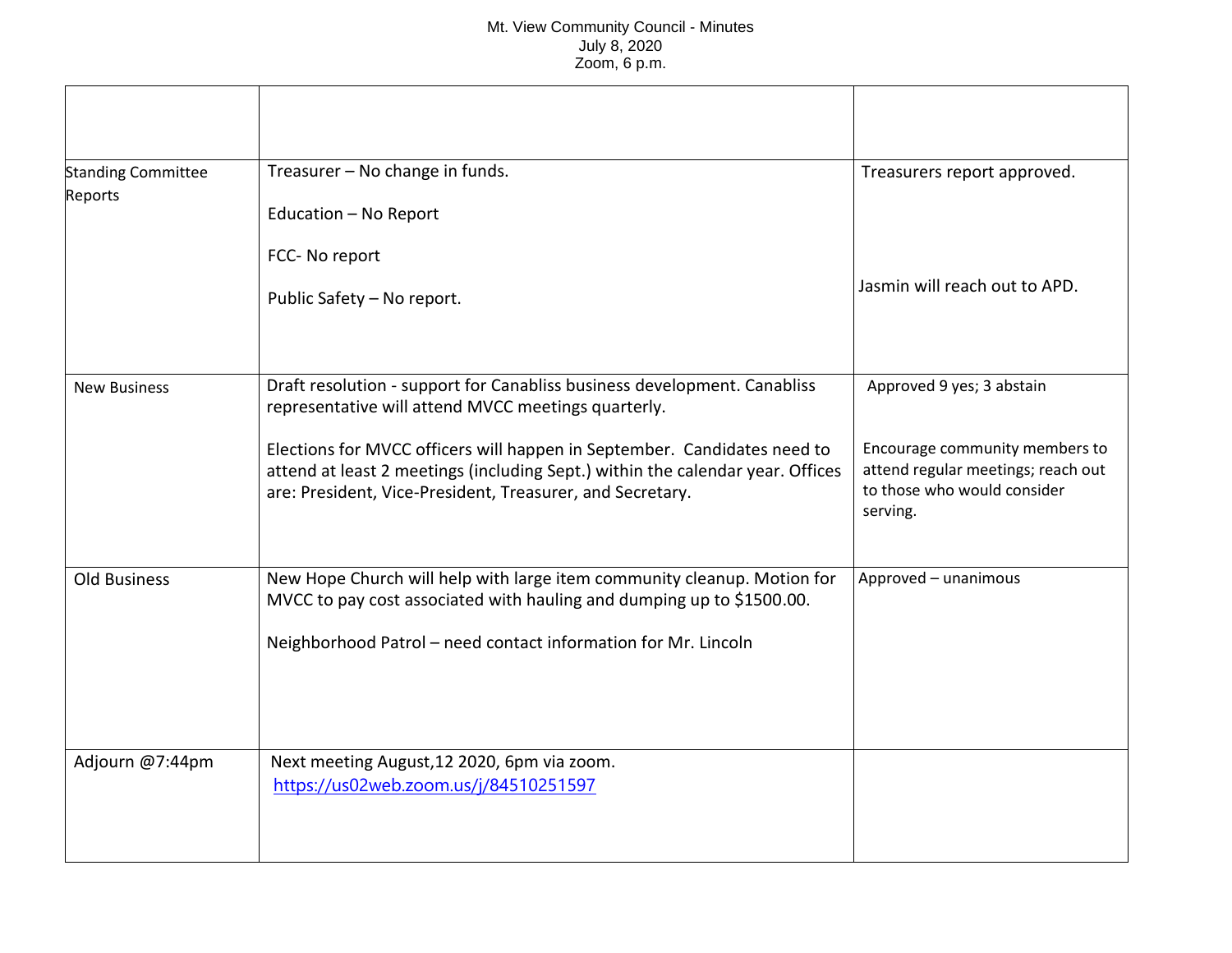Mt. View Community Council - Minutes
July 8, 2020
Zoom, 6 p.m.

| | | |
|---|---|---|
| | | |
| Standing Committee Reports | Treasurer – No change in funds.<br><br>Education – No Report<br><br>FCC- No report<br><br>Public Safety – No report. | Treasurers report approved.<br><br><br><br>Jasmin will reach out to APD. |
| New Business | Draft resolution - support for Canabliss business development. Canabliss representative will attend MVCC meetings quarterly.<br><br>Elections for MVCC officers will happen in September. Candidates need to attend at least 2 meetings (including Sept.) within the calendar year. Offices are: President, Vice-President, Treasurer, and Secretary. | Approved 9 yes; 3 abstain<br><br>Encourage community members to attend regular meetings; reach out to those who would consider serving. |
| Old Business | New Hope Church will help with large item community cleanup. Motion for MVCC to pay cost associated with hauling and dumping up to $1500.00.<br><br>Neighborhood Patrol – need contact information for Mr. Lincoln | Approved – unanimous |
| Adjourn @7:44pm | Next meeting August,12 2020, 6pm via zoom.<br>https://us02web.zoom.us/j/84510251597 | |